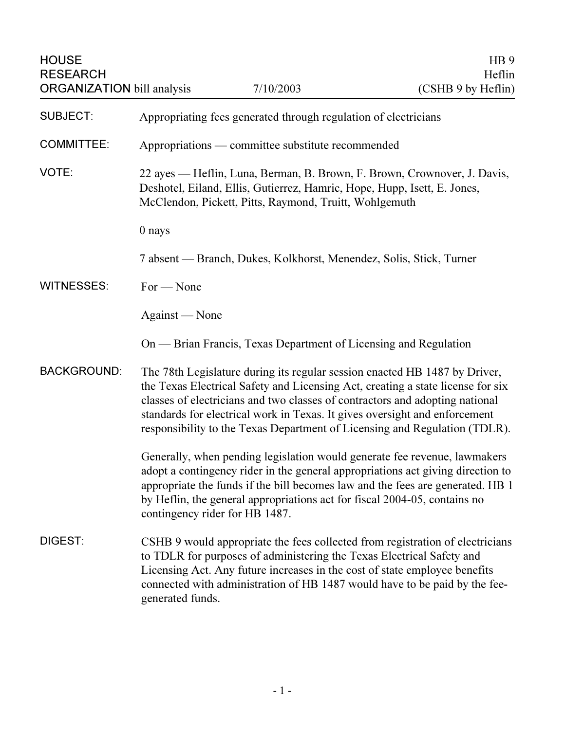HOUSE RESEARCH ORGANIZATION bill analysis — 7/10/2003

HB 9
Heflin
(CSHB 9 by Heflin)

**SUBJECT:** Appropriating fees generated through regulation of electricians

**COMMITTEE:** Appropriations — committee substitute recommended

**VOTE:** 22 ayes — Heflin, Luna, Berman, B. Brown, F. Brown, Crownover, J. Davis, Deshotel, Eiland, Ellis, Gutierrez, Hamric, Hope, Hupp, Isett, E. Jones, McClendon, Pickett, Pitts, Raymond, Truitt, Wohlgemuth

0 nays

7 absent — Branch, Dukes, Kolkhorst, Menendez, Solis, Stick, Turner

**WITNESSES:** For — None

Against — None

On — Brian Francis, Texas Department of Licensing and Regulation

**BACKGROUND:** The 78th Legislature during its regular session enacted HB 1487 by Driver, the Texas Electrical Safety and Licensing Act, creating a state license for six classes of electricians and two classes of contractors and adopting national standards for electrical work in Texas. It gives oversight and enforcement responsibility to the Texas Department of Licensing and Regulation (TDLR).

Generally, when pending legislation would generate fee revenue, lawmakers adopt a contingency rider in the general appropriations act giving direction to appropriate the funds if the bill becomes law and the fees are generated. HB 1 by Heflin, the general appropriations act for fiscal 2004-05, contains no contingency rider for HB 1487.

**DIGEST:** CSHB 9 would appropriate the fees collected from registration of electricians to TDLR for purposes of administering the Texas Electrical Safety and Licensing Act. Any future increases in the cost of state employee benefits connected with administration of HB 1487 would have to be paid by the fee-generated funds.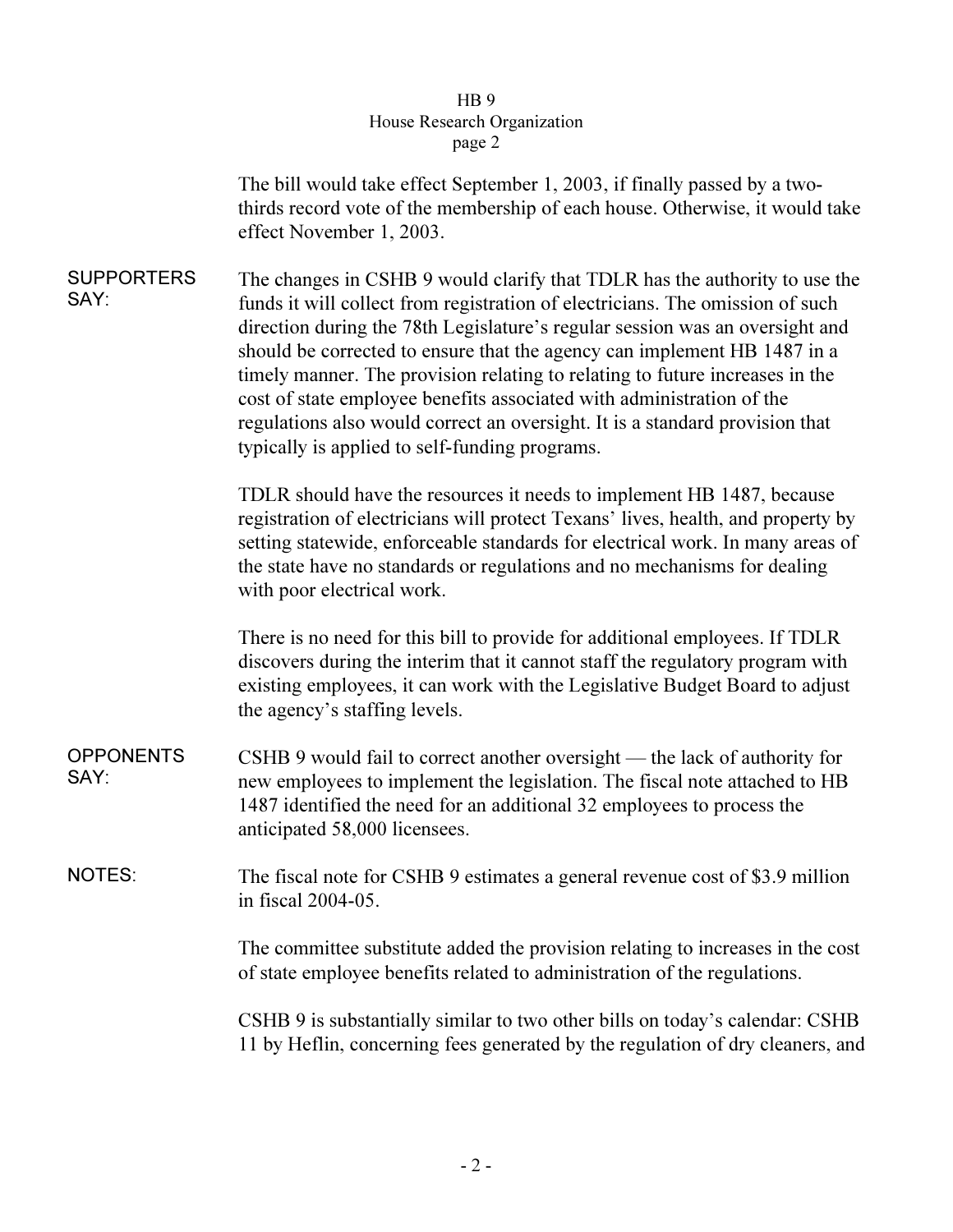The bill would take effect September 1, 2003, if finally passed by a two-thirds record vote of the membership of each house. Otherwise, it would take effect November 1, 2003.

**SUPPORTERS SAY:**

The changes in CSHB 9 would clarify that TDLR has the authority to use the funds it will collect from registration of electricians. The omission of such direction during the 78th Legislature's regular session was an oversight and should be corrected to ensure that the agency can implement HB 1487 in a timely manner. The provision relating to relating to future increases in the cost of state employee benefits associated with administration of the regulations also would correct an oversight. It is a standard provision that typically is applied to self-funding programs.

TDLR should have the resources it needs to implement HB 1487, because registration of electricians will protect Texans' lives, health, and property by setting statewide, enforceable standards for electrical work. In many areas of the state have no standards or regulations and no mechanisms for dealing with poor electrical work.

There is no need for this bill to provide for additional employees. If TDLR discovers during the interim that it cannot staff the regulatory program with existing employees, it can work with the Legislative Budget Board to adjust the agency's staffing levels.

**OPPONENTS SAY:**

CSHB 9 would fail to correct another oversight — the lack of authority for new employees to implement the legislation. The fiscal note attached to HB 1487 identified the need for an additional 32 employees to process the anticipated 58,000 licensees.

**NOTES:**

The fiscal note for CSHB 9 estimates a general revenue cost of $3.9 million in fiscal 2004-05.

The committee substitute added the provision relating to increases in the cost of state employee benefits related to administration of the regulations.

CSHB 9 is substantially similar to two other bills on today's calendar: CSHB 11 by Heflin, concerning fees generated by the regulation of dry cleaners, and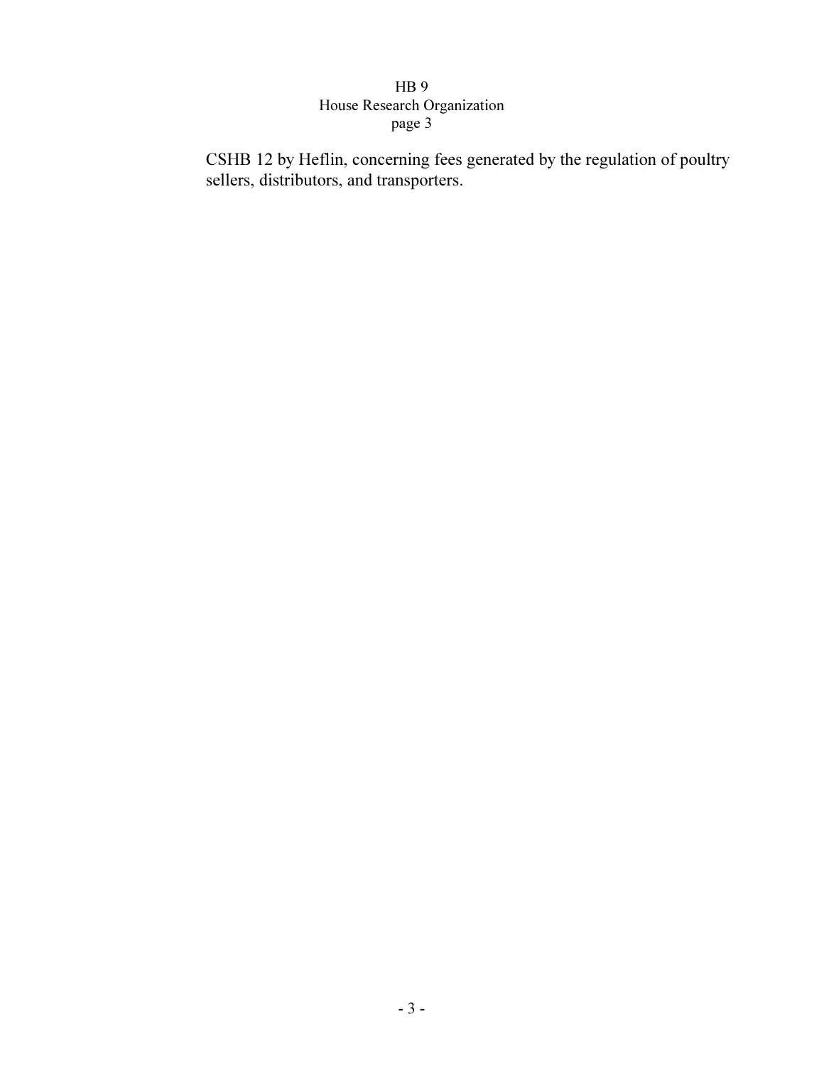CSHB 12 by Heflin, concerning fees generated by the regulation of poultry sellers, distributors, and transporters.